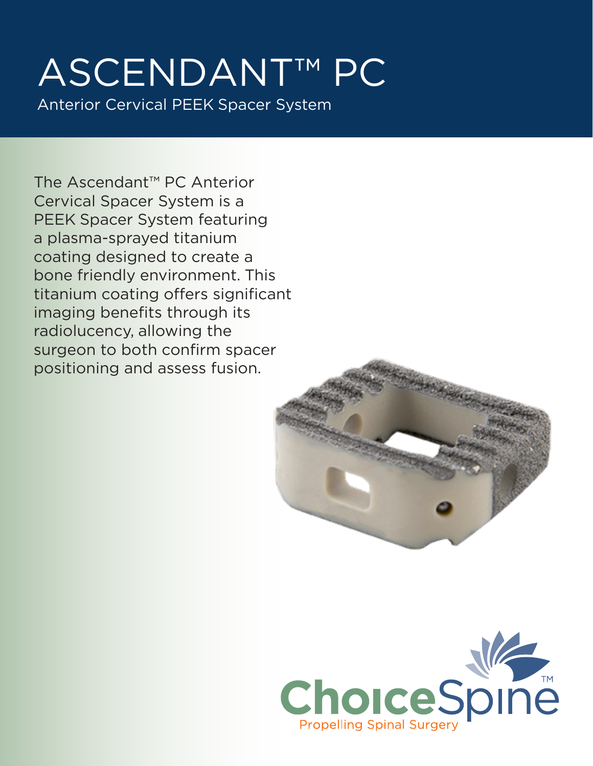# ASCENDANT™ PC

## Anterior Cervical PEEK Spacer System

The Ascendant™ PC Anterior Cervical Spacer System is a PEEK Spacer System featuring a plasma-sprayed titanium coating designed to create a bone friendly environment. This titanium coating offers significant imaging benefits through its radiolucency, allowing the surgeon to both confirm spacer positioning and assess fusion.

ChoiceSpine™

Propelling Spinal Surgery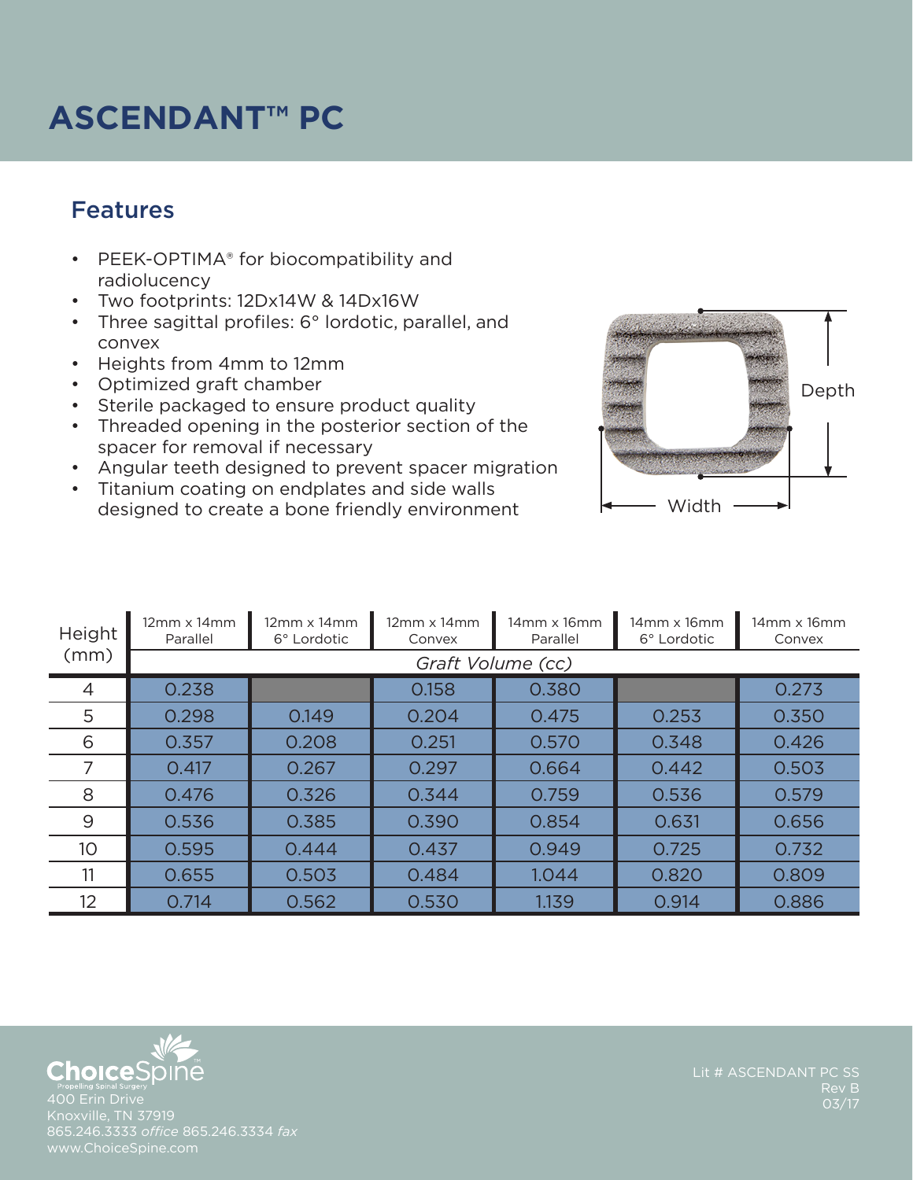# ASCENDANT™ PC

## Features

- PEEK-OPTIMA® for biocompatibility and radiolucency
- Two footprints: 12Dx14W & 14Dx16W
- Three sagittal profiles: 6° lordotic, parallel, and convex
- Heights from 4mm to 12mm
- Optimized graft chamber
- Sterile packaged to ensure product quality
- Threaded opening in the posterior section of the spacer for removal if necessary
- Angular teeth designed to prevent spacer migration
- Titanium coating on endplates and side walls designed to create a bone friendly environment

Depth

Width

| Height (mm) | 12mm x 14mm Parallel | 12mm x 14mm 6° Lordotic | 12mm x 14mm Convex | 14mm x 16mm Parallel | 14mm x 16mm 6° Lordotic | 14mm x 16mm Convex |
|---|---|---|---|---|---|---|
| | Graft Volume (cc) | | | | | |
| 4 | 0.238 | | 0.158 | 0.380 | | 0.273 |
| 5 | 0.298 | 0.149 | 0.204 | 0.475 | 0.253 | 0.350 |
| 6 | 0.357 | 0.208 | 0.251 | 0.570 | 0.348 | 0.426 |
| 7 | 0.417 | 0.267 | 0.297 | 0.664 | 0.442 | 0.503 |
| 8 | 0.476 | 0.326 | 0.344 | 0.759 | 0.536 | 0.579 |
| 9 | 0.536 | 0.385 | 0.390 | 0.854 | 0.631 | 0.656 |
| 10 | 0.595 | 0.444 | 0.437 | 0.949 | 0.725 | 0.732 |
| 11 | 0.655 | 0.503 | 0.484 | 1.044 | 0.820 | 0.809 |
| 12 | 0.714 | 0.562 | 0.530 | 1.139 | 0.914 | 0.886 |

ChoiceSpine™
Propelling Spinal Surgery
400 Erin Drive
Knoxville, TN 37919
865.246.3333 *office* 865.246.3334 *fax*
www.ChoiceSpine.com

Lit # ASCENDANT PC SS
Rev B
03/17